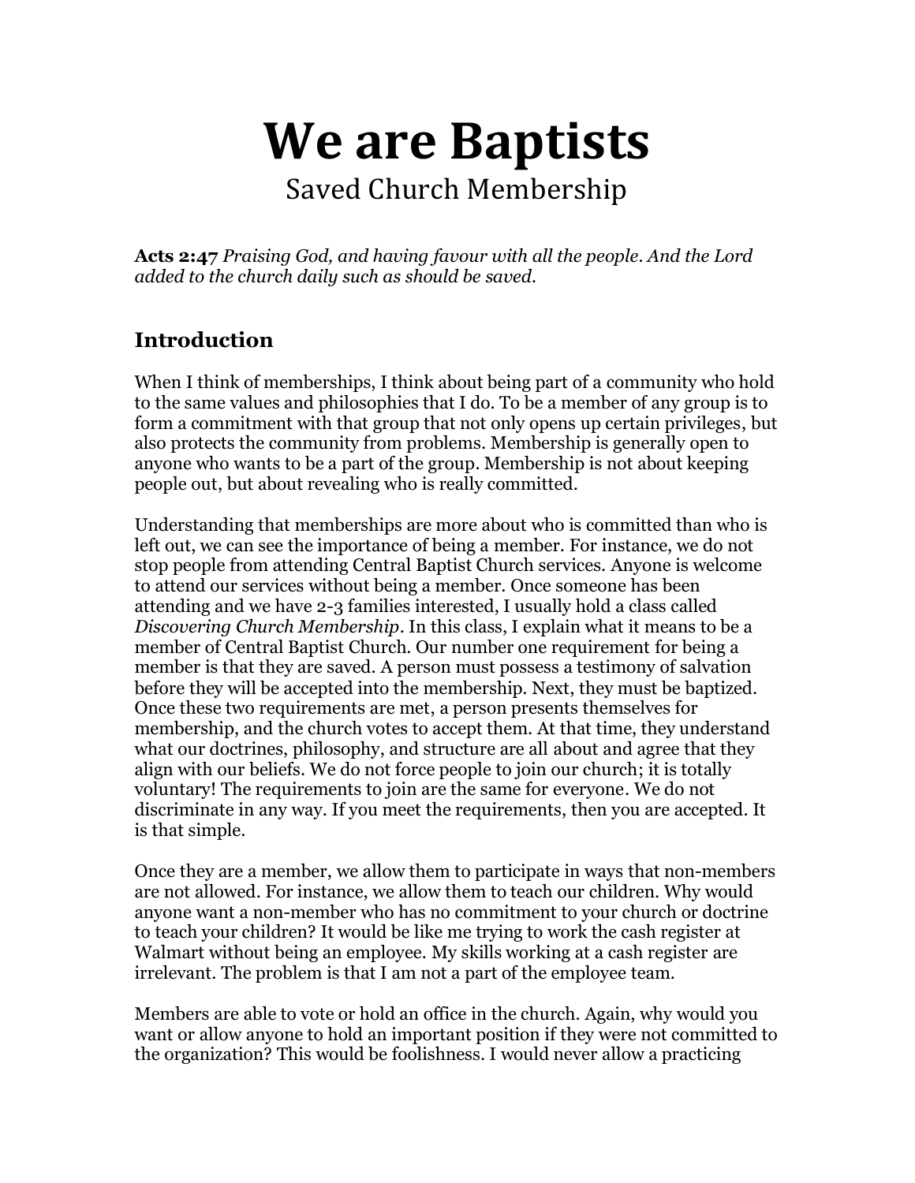# We are Baptists

## Saved Church Membership

**Acts 2:47** *Praising God, and having favour with all the people. And the Lord added to the church daily such as should be saved.*

## Introduction

When I think of memberships, I think about being part of a community who hold to the same values and philosophies that I do. To be a member of any group is to form a commitment with that group that not only opens up certain privileges, but also protects the community from problems. Membership is generally open to anyone who wants to be a part of the group. Membership is not about keeping people out, but about revealing who is really committed.

Understanding that memberships are more about who is committed than who is left out, we can see the importance of being a member. For instance, we do not stop people from attending Central Baptist Church services. Anyone is welcome to attend our services without being a member. Once someone has been attending and we have 2-3 families interested, I usually hold a class called *Discovering Church Membership*. In this class, I explain what it means to be a member of Central Baptist Church. Our number one requirement for being a member is that they are saved. A person must possess a testimony of salvation before they will be accepted into the membership. Next, they must be baptized. Once these two requirements are met, a person presents themselves for membership, and the church votes to accept them. At that time, they understand what our doctrines, philosophy, and structure are all about and agree that they align with our beliefs. We do not force people to join our church; it is totally voluntary! The requirements to join are the same for everyone. We do not discriminate in any way. If you meet the requirements, then you are accepted. It is that simple.

Once they are a member, we allow them to participate in ways that non-members are not allowed. For instance, we allow them to teach our children. Why would anyone want a non-member who has no commitment to your church or doctrine to teach your children? It would be like me trying to work the cash register at Walmart without being an employee. My skills working at a cash register are irrelevant. The problem is that I am not a part of the employee team.

Members are able to vote or hold an office in the church. Again, why would you want or allow anyone to hold an important position if they were not committed to the organization? This would be foolishness. I would never allow a practicing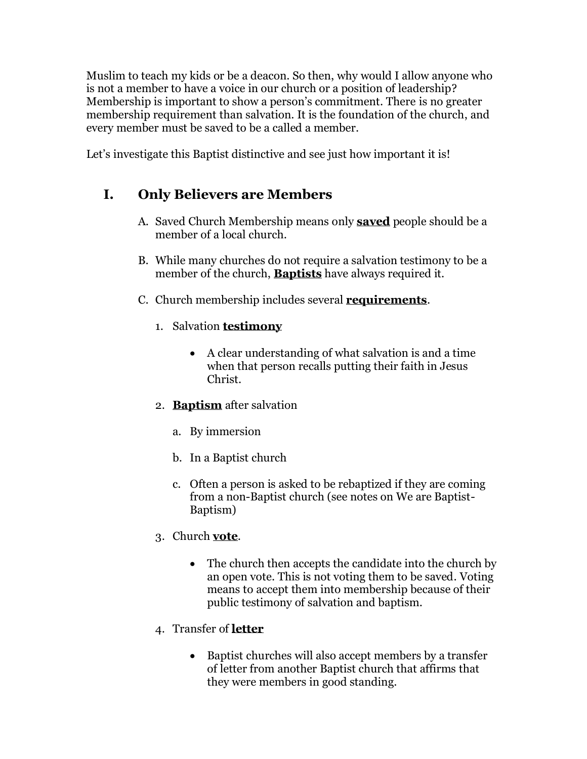Muslim to teach my kids or be a deacon. So then, why would I allow anyone who is not a member to have a voice in our church or a position of leadership? Membership is important to show a person's commitment. There is no greater membership requirement than salvation. It is the foundation of the church, and every member must be saved to be a called a member.

Let's investigate this Baptist distinctive and see just how important it is!

## I. Only Believers are Members

A. Saved Church Membership means only **saved** people should be a member of a local church.

B. While many churches do not require a salvation testimony to be a member of the church, **Baptists** have always required it.

C. Church membership includes several **requirements**.

1. Salvation **testimony**

    - A clear understanding of what salvation is and a time when that person recalls putting their faith in Jesus Christ.

2. **Baptism** after salvation

    a. By immersion

    b. In a Baptist church

    c. Often a person is asked to be rebaptized if they are coming from a non-Baptist church (see notes on We are Baptist-Baptism)

3. Church **vote**.

    - The church then accepts the candidate into the church by an open vote. This is not voting them to be saved. Voting means to accept them into membership because of their public testimony of salvation and baptism.

4. Transfer of **letter**

    - Baptist churches will also accept members by a transfer of letter from another Baptist church that affirms that they were members in good standing.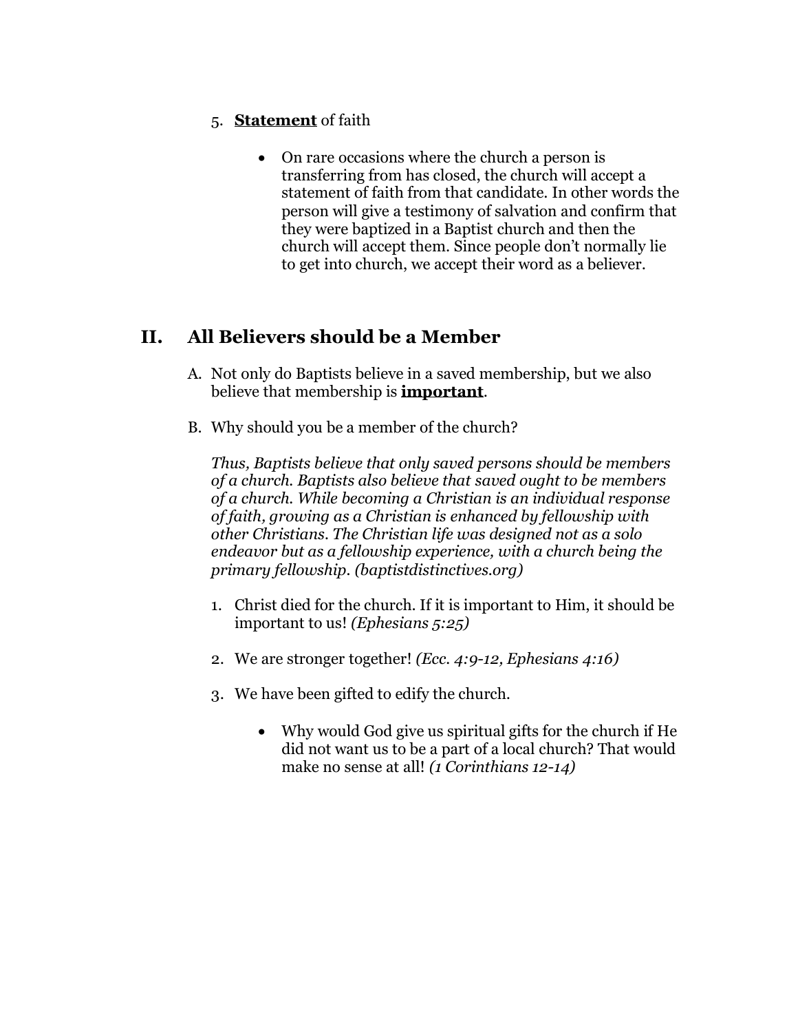5. **<u>Statement</u>** of faith

    - On rare occasions where the church a person is transferring from has closed, the church will accept a statement of faith from that candidate. In other words the person will give a testimony of salvation and confirm that they were baptized in a Baptist church and then the church will accept them. Since people don't normally lie to get into church, we accept their word as a believer.

## II. All Believers should be a Member

A. Not only do Baptists believe in a saved membership, but we also believe that membership is **<u>important</u>**.

B. Why should you be a member of the church?

*Thus, Baptists believe that only saved persons should be members of a church. Baptists also believe that saved ought to be members of a church. While becoming a Christian is an individual response of faith, growing as a Christian is enhanced by fellowship with other Christians. The Christian life was designed not as a solo endeavor but as a fellowship experience, with a church being the primary fellowship. (baptistdistinctives.org)*

1. Christ died for the church. If it is important to Him, it should be important to us! *(Ephesians 5:25)*

2. We are stronger together! *(Ecc. 4:9-12, Ephesians 4:16)*

3. We have been gifted to edify the church.

    - Why would God give us spiritual gifts for the church if He did not want us to be a part of a local church? That would make no sense at all! *(1 Corinthians 12-14)*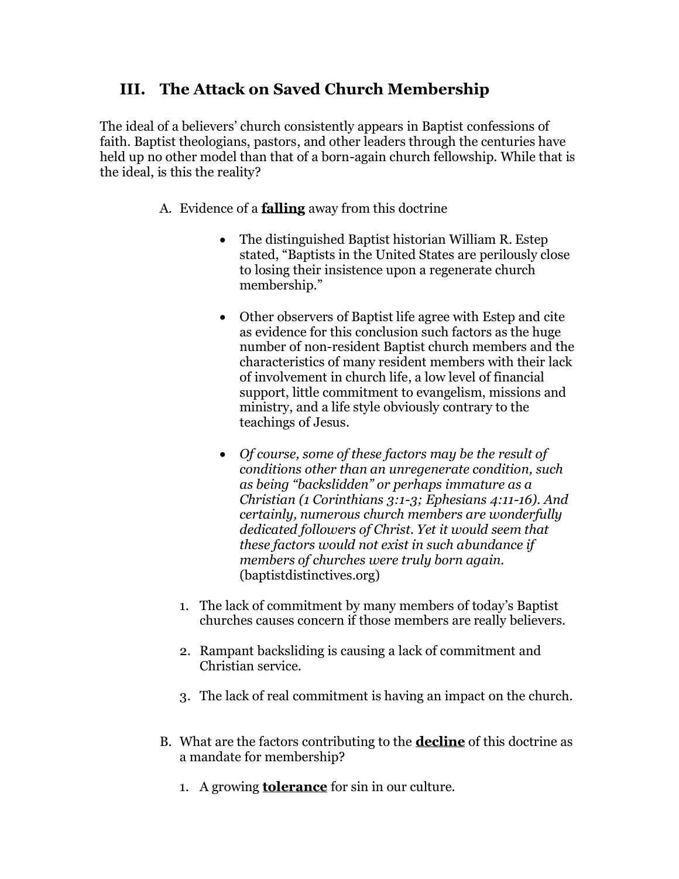## III. The Attack on Saved Church Membership

The ideal of a believers' church consistently appears in Baptist confessions of faith. Baptist theologians, pastors, and other leaders through the centuries have held up no other model than that of a born-again church fellowship. While that is the ideal, is this the reality?

A. Evidence of a **<u>falling</u>** away from this doctrine

- The distinguished Baptist historian William R. Estep stated, "Baptists in the United States are perilously close to losing their insistence upon a regenerate church membership."

- Other observers of Baptist life agree with Estep and cite as evidence for this conclusion such factors as the huge number of non-resident Baptist church members and the characteristics of many resident members with their lack of involvement in church life, a low level of financial support, little commitment to evangelism, missions and ministry, and a life style obviously contrary to the teachings of Jesus.

- *Of course, some of these factors may be the result of conditions other than an unregenerate condition, such as being "backslidden" or perhaps immature as a Christian (1 Corinthians 3:1-3; Ephesians 4:11-16). And certainly, numerous church members are wonderfully dedicated followers of Christ. Yet it would seem that these factors would not exist in such abundance if members of churches were truly born again.* (baptistdistinctives.org)

1. The lack of commitment by many members of today's Baptist churches causes concern if those members are really believers.

2. Rampant backsliding is causing a lack of commitment and Christian service.

3. The lack of real commitment is having an impact on the church.

B. What are the factors contributing to the **<u>decline</u>** of this doctrine as a mandate for membership?

1. A growing **<u>tolerance</u>** for sin in our culture.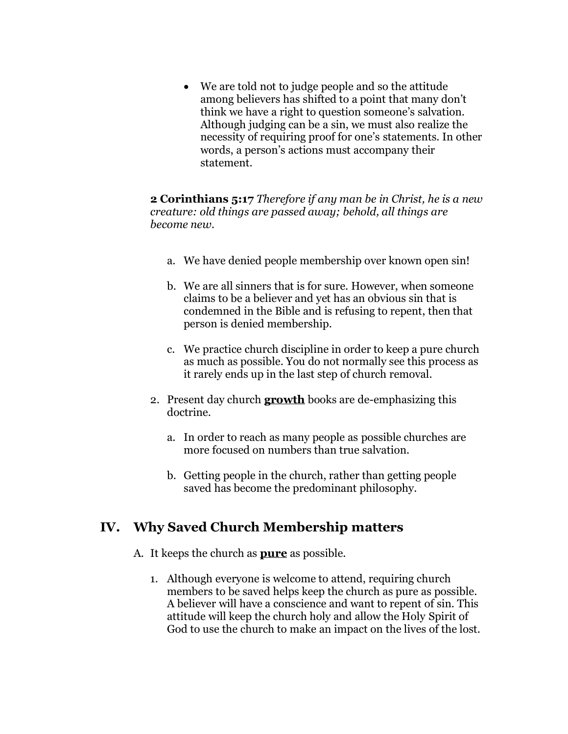- We are told not to judge people and so the attitude among believers has shifted to a point that many don't think we have a right to question someone's salvation. Although judging can be a sin, we must also realize the necessity of requiring proof for one's statements. In other words, a person's actions must accompany their statement.

**2 Corinthians 5:17** *Therefore if any man be in Christ, he is a new creature: old things are passed away; behold, all things are become new.*

a. We have denied people membership over known open sin!

b. We are all sinners that is for sure. However, when someone claims to be a believer and yet has an obvious sin that is condemned in the Bible and is refusing to repent, then that person is denied membership.

c. We practice church discipline in order to keep a pure church as much as possible. You do not normally see this process as it rarely ends up in the last step of church removal.

2. Present day church **growth** books are de-emphasizing this doctrine.

   a. In order to reach as many people as possible churches are more focused on numbers than true salvation.

   b. Getting people in the church, rather than getting people saved has become the predominant philosophy.

## IV. Why Saved Church Membership matters

A. It keeps the church as **pure** as possible.

1. Although everyone is welcome to attend, requiring church members to be saved helps keep the church as pure as possible. A believer will have a conscience and want to repent of sin. This attitude will keep the church holy and allow the Holy Spirit of God to use the church to make an impact on the lives of the lost.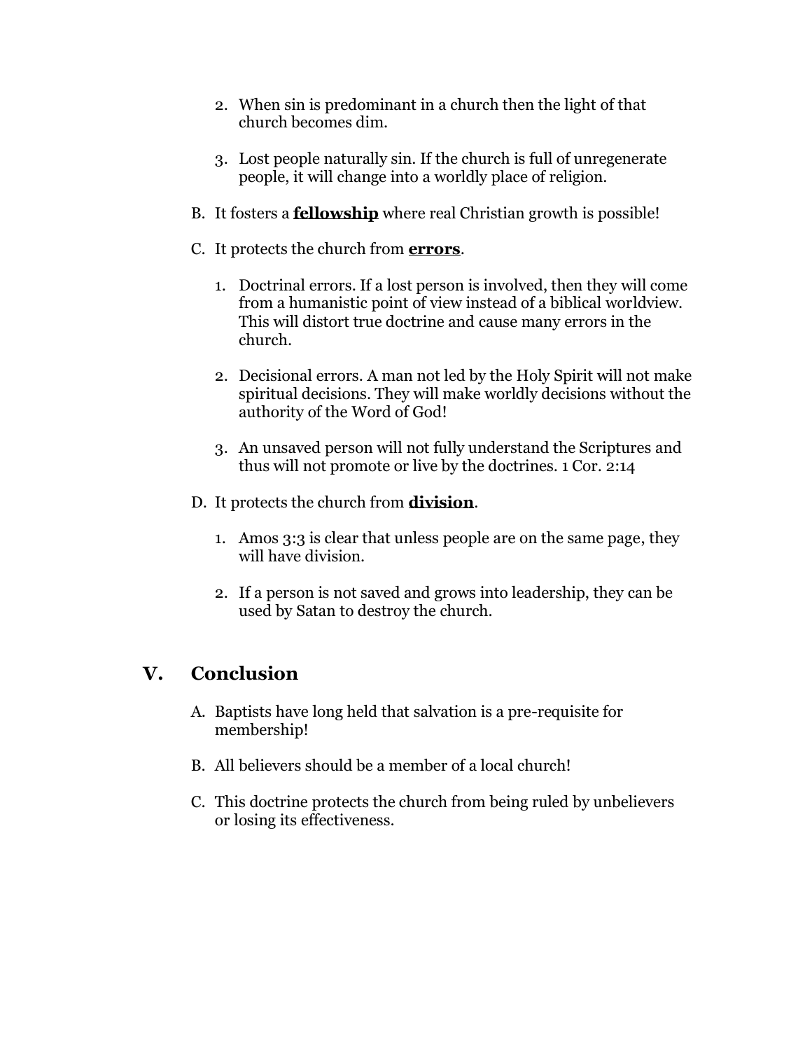2. When sin is predominant in a church then the light of that church becomes dim.

3. Lost people naturally sin. If the church is full of unregenerate people, it will change into a worldly place of religion.

B. It fosters a **fellowship** where real Christian growth is possible!

C. It protects the church from **errors**.

1. Doctrinal errors. If a lost person is involved, then they will come from a humanistic point of view instead of a biblical worldview. This will distort true doctrine and cause many errors in the church.

2. Decisional errors. A man not led by the Holy Spirit will not make spiritual decisions. They will make worldly decisions without the authority of the Word of God!

3. An unsaved person will not fully understand the Scriptures and thus will not promote or live by the doctrines. 1 Cor. 2:14

D. It protects the church from **division**.

1. Amos 3:3 is clear that unless people are on the same page, they will have division.

2. If a person is not saved and grows into leadership, they can be used by Satan to destroy the church.

## V. Conclusion

A. Baptists have long held that salvation is a pre-requisite for membership!

B. All believers should be a member of a local church!

C. This doctrine protects the church from being ruled by unbelievers or losing its effectiveness.